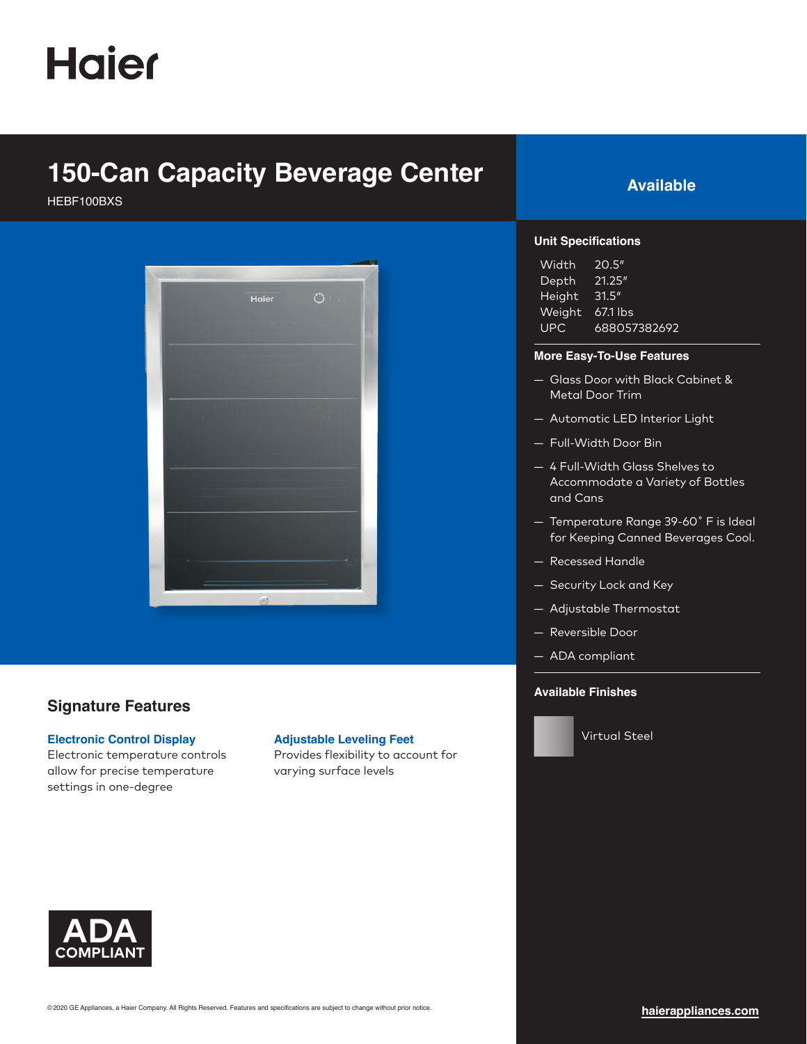Haier

# 150-Can Capacity Beverage Center

HEBF100BXS

**Available**

## Unit Specifications

| | |
|---|---|
| Width | 20.5″ |
| Depth | 21.25″ |
| Height | 31.5″ |
| Weight | 67.1 lbs |
| UPC | 688057382692 |

## More Easy-To-Use Features

- Glass Door with Black Cabinet & Metal Door Trim
- Automatic LED Interior Light
- Full-Width Door Bin
- 4 Full-Width Glass Shelves to Accommodate a Variety of Bottles and Cans
- Temperature Range 39-60° F is Ideal for Keeping Canned Beverages Cool.
- Recessed Handle
- Security Lock and Key
- Adjustable Thermostat
- Reversible Door
- ADA compliant

## Available Finishes

Virtual Steel

## Signature Features

### Electronic Control Display

Electronic temperature controls allow for precise temperature settings in one-degree

### Adjustable Leveling Feet

Provides flexibility to account for varying surface levels

**ADA COMPLIANT**

©2020 GE Appliances, a Haier Company. All Rights Reserved. Features and specifications are subject to change without prior notice.

haierappliances.com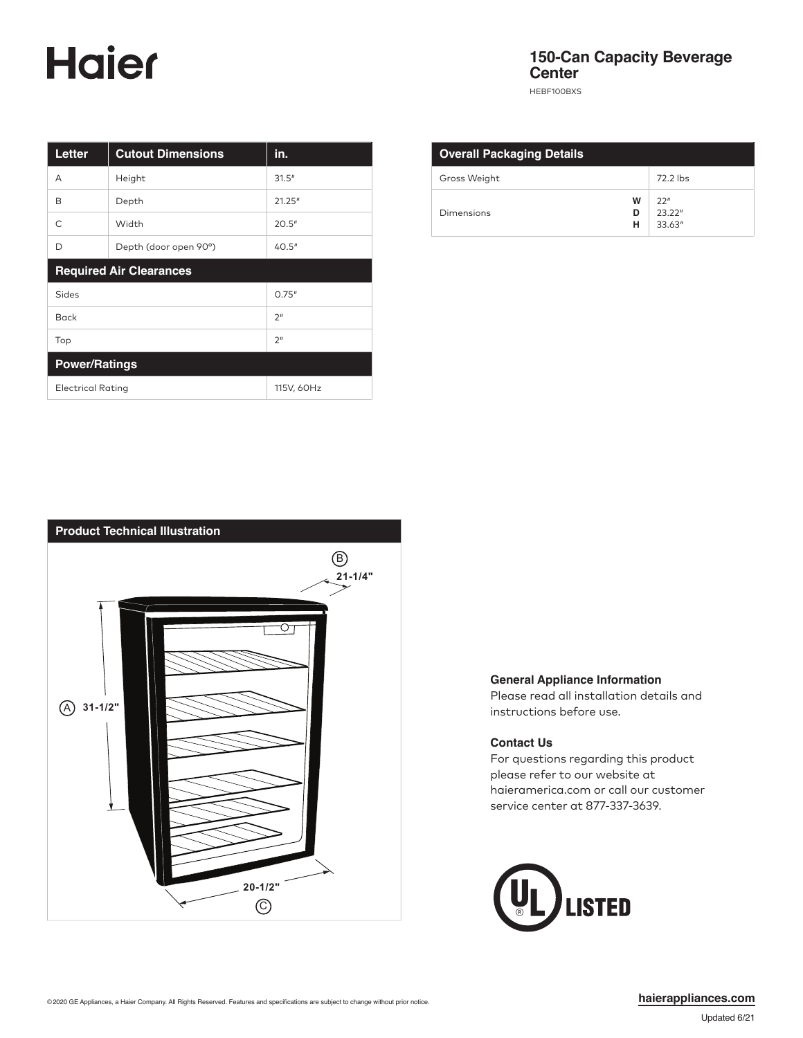# Haier

## 150-Can Capacity Beverage Center

HEBF100BXS

| Letter | Cutout Dimensions | in. |
|---|---|---|
| A | Height | 31.5" |
| B | Depth | 21.25" |
| C | Width | 20.5" |
| D | Depth (door open 90°) | 40.5" |
| **Required Air Clearances** | | |
| Sides | | 0.75" |
| Back | | 2" |
| Top | | 2" |
| **Power/Ratings** | | |
| Electrical Rating | | 115V, 60Hz |

| Overall Packaging Details | | |
|---|---|---|
| Gross Weight | | 72.2 lbs |
| Dimensions | W | 22" |
| | D | 23.22" |
| | H | 33.63" |

### Product Technical Illustration

B 21-1/4"

A 31-1/2"

20-1/2" C

**General Appliance Information**

Please read all installation details and instructions before use.

**Contact Us**

For questions regarding this product please refer to our website at haieramerica.com or call our customer service center at 877-337-3639.

UL LISTED

© 2020 GE Appliances, a Haier Company. All Rights Reserved. Features and specifications are subject to change without prior notice.

**haierappliances.com**

Updated 6/21